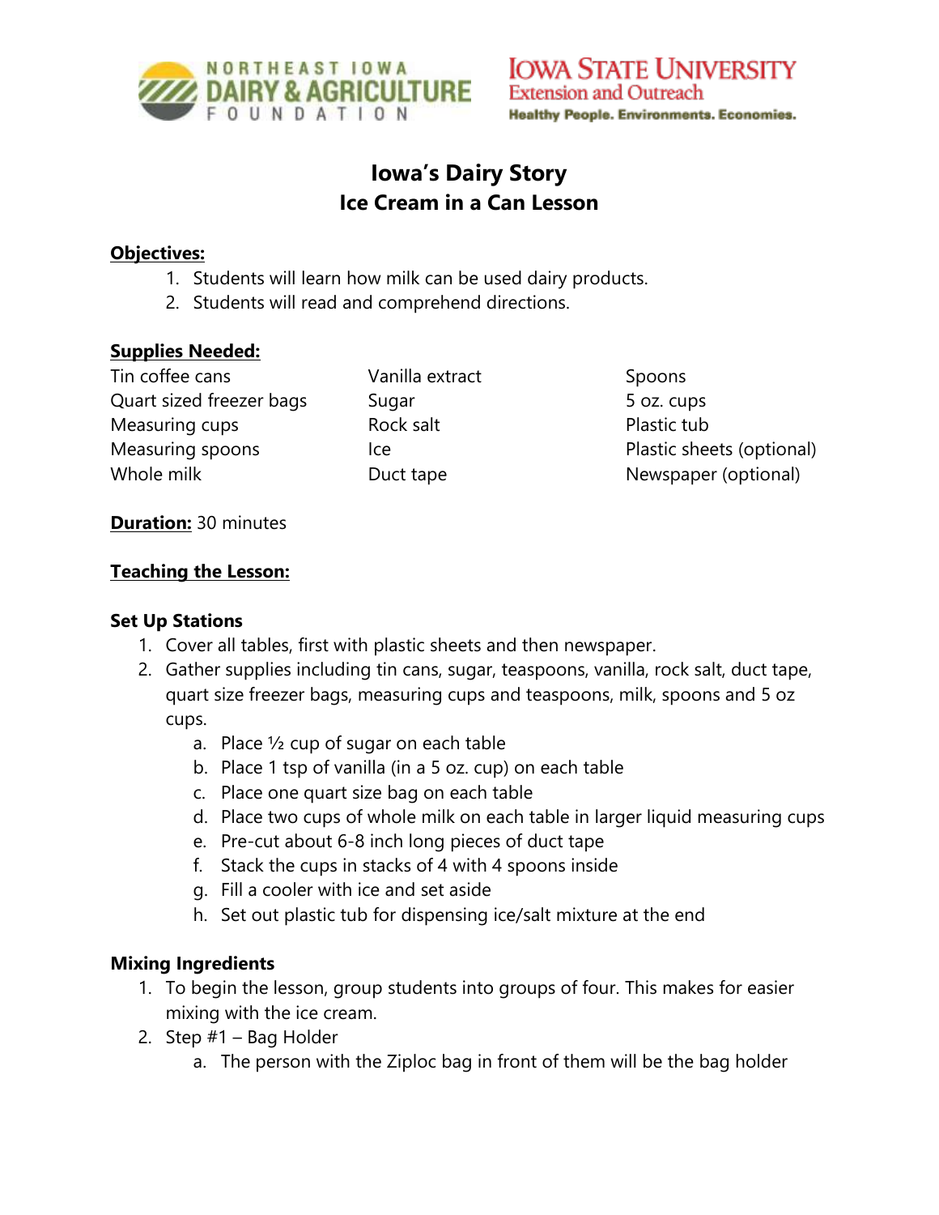# Iowa's Dairy Story
## Ice Cream in a Can Lesson

**Objectives:**

1. Students will learn how milk can be used dairy products.
2. Students will read and comprehend directions.

**Supplies Needed:**

| | | |
|---|---|---|
| Tin coffee cans | Vanilla extract | Spoons |
| Quart sized freezer bags | Sugar | 5 oz. cups |
| Measuring cups | Rock salt | Plastic tub |
| Measuring spoons | Ice | Plastic sheets (optional) |
| Whole milk | Duct tape | Newspaper (optional) |

**Duration:** 30 minutes

**Teaching the Lesson:**

### Set Up Stations

1. Cover all tables, first with plastic sheets and then newspaper.
2. Gather supplies including tin cans, sugar, teaspoons, vanilla, rock salt, duct tape, quart size freezer bags, measuring cups and teaspoons, milk, spoons and 5 oz cups.
   a. Place ½ cup of sugar on each table
   b. Place 1 tsp of vanilla (in a 5 oz. cup) on each table
   c. Place one quart size bag on each table
   d. Place two cups of whole milk on each table in larger liquid measuring cups
   e. Pre-cut about 6-8 inch long pieces of duct tape
   f. Stack the cups in stacks of 4 with 4 spoons inside
   g. Fill a cooler with ice and set aside
   h. Set out plastic tub for dispensing ice/salt mixture at the end

### Mixing Ingredients

1. To begin the lesson, group students into groups of four. This makes for easier mixing with the ice cream.
2. Step #1 – Bag Holder
   a. The person with the Ziploc bag in front of them will be the bag holder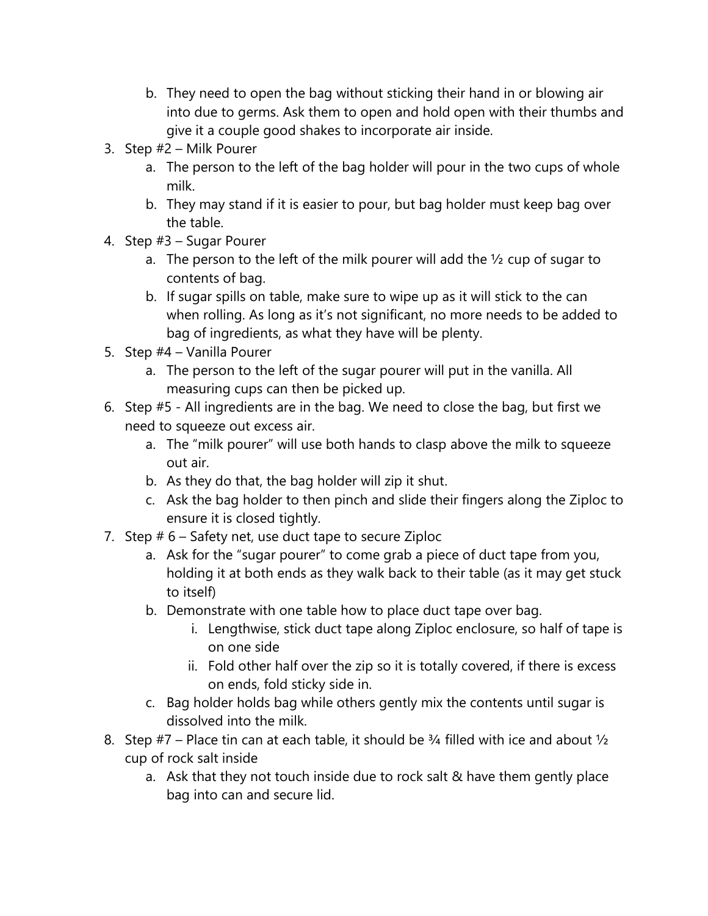b. They need to open the bag without sticking their hand in or blowing air into due to germs. Ask them to open and hold open with their thumbs and give it a couple good shakes to incorporate air inside.

3. Step #2 – Milk Pourer
   a. The person to the left of the bag holder will pour in the two cups of whole milk.
   b. They may stand if it is easier to pour, but bag holder must keep bag over the table.
4. Step #3 – Sugar Pourer
   a. The person to the left of the milk pourer will add the ½ cup of sugar to contents of bag.
   b. If sugar spills on table, make sure to wipe up as it will stick to the can when rolling. As long as it's not significant, no more needs to be added to bag of ingredients, as what they have will be plenty.
5. Step #4 – Vanilla Pourer
   a. The person to the left of the sugar pourer will put in the vanilla. All measuring cups can then be picked up.
6. Step #5 - All ingredients are in the bag. We need to close the bag, but first we need to squeeze out excess air.
   a. The "milk pourer" will use both hands to clasp above the milk to squeeze out air.
   b. As they do that, the bag holder will zip it shut.
   c. Ask the bag holder to then pinch and slide their fingers along the Ziploc to ensure it is closed tightly.
7. Step # 6 – Safety net, use duct tape to secure Ziploc
   a. Ask for the "sugar pourer" to come grab a piece of duct tape from you, holding it at both ends as they walk back to their table (as it may get stuck to itself)
   b. Demonstrate with one table how to place duct tape over bag.
      i. Lengthwise, stick duct tape along Ziploc enclosure, so half of tape is on one side
      ii. Fold other half over the zip so it is totally covered, if there is excess on ends, fold sticky side in.
   c. Bag holder holds bag while others gently mix the contents until sugar is dissolved into the milk.
8. Step #7 – Place tin can at each table, it should be ¾ filled with ice and about ½ cup of rock salt inside
   a. Ask that they not touch inside due to rock salt & have them gently place bag into can and secure lid.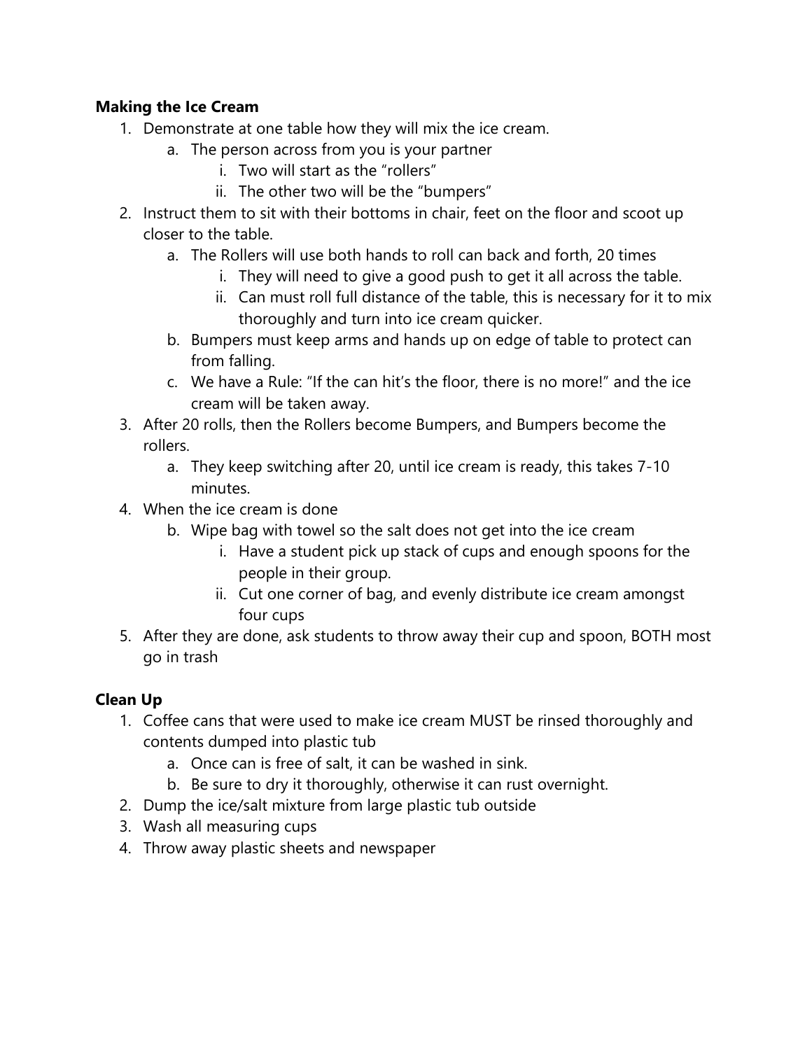**Making the Ice Cream**

1. Demonstrate at one table how they will mix the ice cream.
    a. The person across from you is your partner
        i. Two will start as the "rollers"
        ii. The other two will be the "bumpers"
2. Instruct them to sit with their bottoms in chair, feet on the floor and scoot up closer to the table.
    a. The Rollers will use both hands to roll can back and forth, 20 times
        i. They will need to give a good push to get it all across the table.
        ii. Can must roll full distance of the table, this is necessary for it to mix thoroughly and turn into ice cream quicker.
    b. Bumpers must keep arms and hands up on edge of table to protect can from falling.
    c. We have a Rule: "If the can hit's the floor, there is no more!" and the ice cream will be taken away.
3. After 20 rolls, then the Rollers become Bumpers, and Bumpers become the rollers.
    a. They keep switching after 20, until ice cream is ready, this takes 7-10 minutes.
4. When the ice cream is done
    b. Wipe bag with towel so the salt does not get into the ice cream
        i. Have a student pick up stack of cups and enough spoons for the people in their group.
        ii. Cut one corner of bag, and evenly distribute ice cream amongst four cups
5. After they are done, ask students to throw away their cup and spoon, BOTH most go in trash

**Clean Up**

1. Coffee cans that were used to make ice cream MUST be rinsed thoroughly and contents dumped into plastic tub
    a. Once can is free of salt, it can be washed in sink.
    b. Be sure to dry it thoroughly, otherwise it can rust overnight.
2. Dump the ice/salt mixture from large plastic tub outside
3. Wash all measuring cups
4. Throw away plastic sheets and newspaper